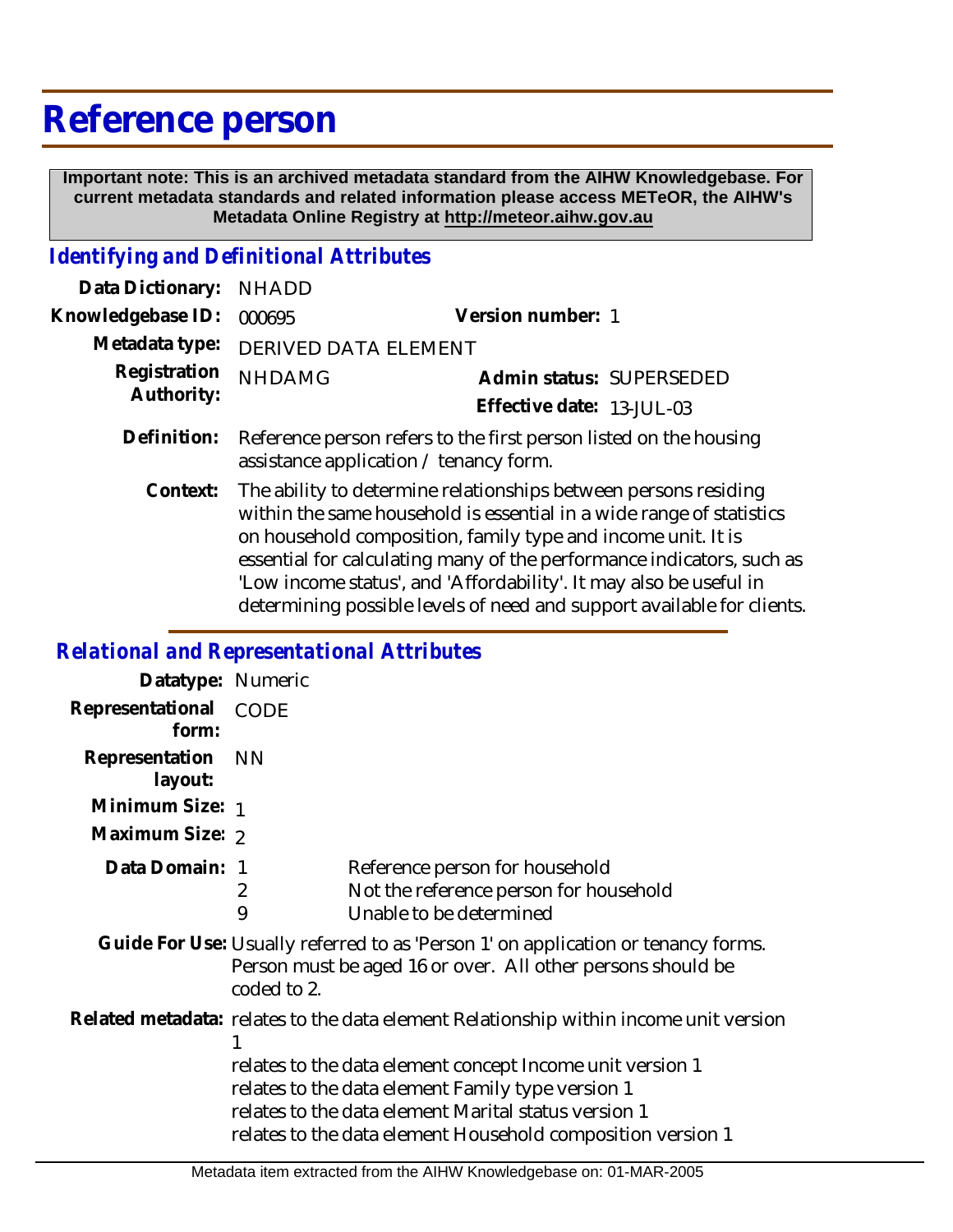# Reference person

**Important note: This is an archived metadata standard from the AIHW Knowledgebase. For current metadata standards and related information please access METeOR, the AIHW's Metadata Online Registry at http://meteor.aihw.gov.au**

## *Identifying and Definitional Attributes*

**Data Dictionary:** NHADD

**Knowledgebase ID:** 000695 **Version number:** 1

**Metadata type:** DERIVED DATA ELEMENT

**Registration Authority:** NHDAMG **Admin status:** SUPERSEDED

**Effective date:** 13-JUL-03

**Definition:** Reference person refers to the first person listed on the housing assistance application / tenancy form.

**Context:** The ability to determine relationships between persons residing within the same household is essential in a wide range of statistics on household composition, family type and income unit. It is essential for calculating many of the performance indicators, such as 'Low income status', and 'Affordability'. It may also be useful in determining possible levels of need and support available for clients.

## *Relational and Representational Attributes*

**Datatype:** Numeric

**Representational form:** CODE

**Representation layout:** NN

**Minimum Size:** 1

**Maximum Size:** 2

**Data Domain:**

| Code | Description |
|---|---|
| 1 | Reference person for household |
| 2 | Not the reference person for household |
| 9 | Unable to be determined |

**Guide For Use:** Usually referred to as 'Person 1' on application or tenancy forms. Person must be aged 16 or over. All other persons should be coded to 2.

**Related metadata:** relates to the data element Relationship within income unit version 1
relates to the data element concept Income unit version 1
relates to the data element Family type version 1
relates to the data element Marital status version 1
relates to the data element Household composition version 1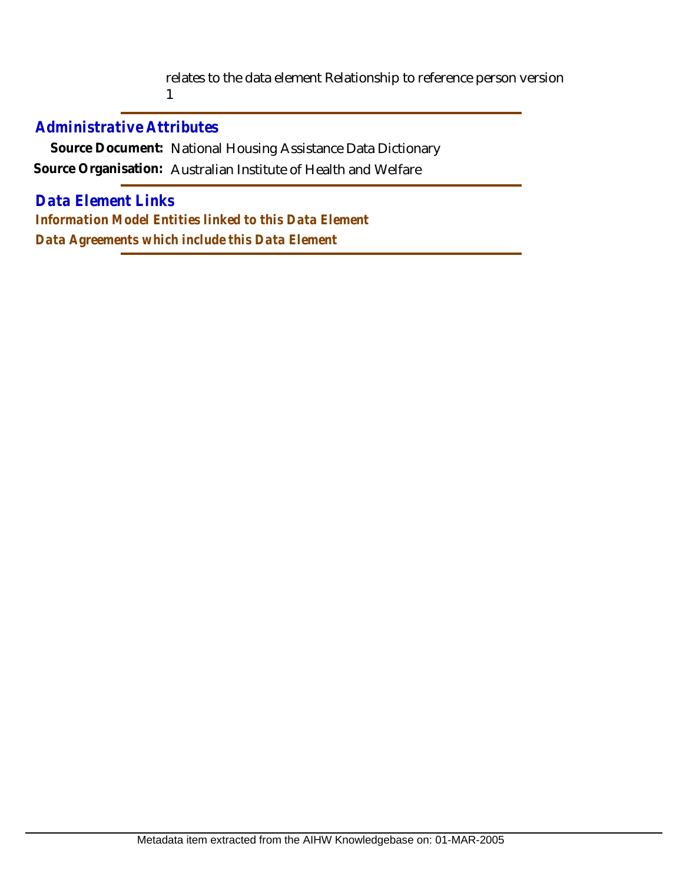relates to the data element Relationship to reference person version 1

## Administrative Attributes

**Source Document:** National Housing Assistance Data Dictionary

**Source Organisation:** Australian Institute of Health and Welfare

## Data Element Links

***Information Model Entities linked to this Data Element***

***Data Agreements which include this Data Element***